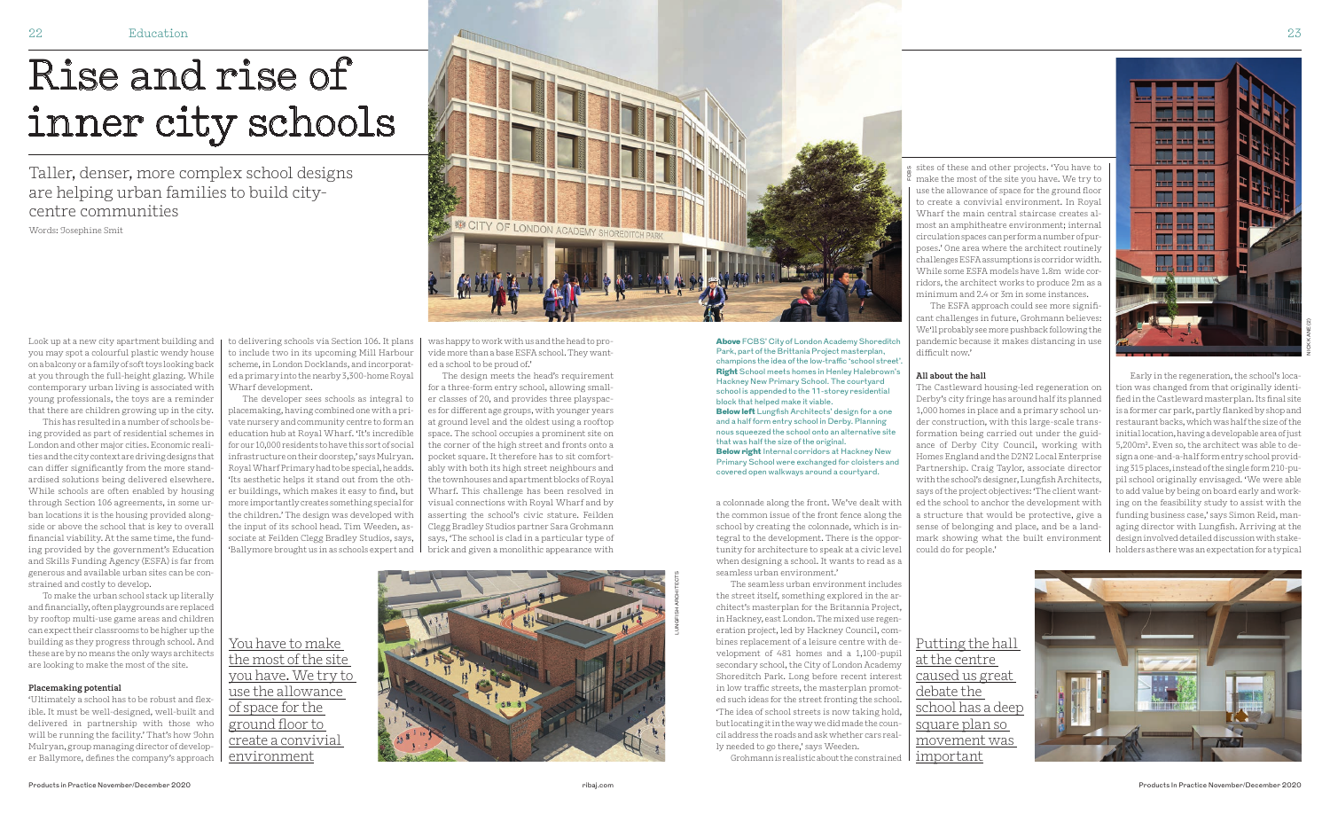# Rise and rise of inner city schools

Taller, denser, more complex school designs are helping urban families to build city-centre communities

Words: Josephine Smit

Look up at a new city apartment building and you may spot a colourful plastic wendy house on a balcony or a family of soft toys looking back at you through the full-height glazing. While contemporary urban living is associated with young professionals, the toys are a reminder that there are children growing up in the city.

This has resulted in a number of schools being provided as part of residential schemes in London and other major cities. Economic realities and the city context are driving designs that can differ significantly from the more standardised solutions being delivered elsewhere. While schools are often enabled by housing through Section 106 agreements, in some urban locations it is the housing provided alongside or above the school that is key to overall financial viability. At the same time, the funding provided by the government's Education and Skills Funding Agency (ESFA) is far from generous and available urban sites can be constrained and costly to develop.

To make the urban school stack up literally and financially, often playgrounds are replaced by rooftop multi-use game areas and children can expect their classrooms to be higher up the building as they progress through school. And these are by no means the only ways architects are looking to make the most of the site.

### Placemaking potential

'Ultimately a school has to be robust and flexible. It must be well-designed, well-built and delivered in partnership with those who will be running the facility.' That's how John Mulryan, group managing director of developer Ballymore, defines the company's approach to delivering schools via Section 106. It plans to include two in its upcoming Mill Harbour scheme, in London Docklands, and incorporated a primary into the nearby 3,300-home Royal Wharf development.

The developer sees schools as integral to placemaking, having combined one with a private nursery and community centre to form an education hub at Royal Wharf. 'It's incredible for our 10,000 residents to have this sort of social infrastructure on their doorstep,' says Mulryan. Royal Wharf Primary had to be special, he adds. 'Its aesthetic helps it stand out from the other buildings, which makes it easy to find, but more importantly creates something special for the children.' The design was developed with the input of its school head. Tim Weeden, associate at Feilden Clegg Bradley Studios, says, 'Ballymore brought us in as schools expert and was happy to work with us and the head to provide more than a base ESFA school. They wanted a school to be proud of.'

The design meets the head's requirement for a three-form entry school, allowing smaller classes of 20, and provides three playspaces for different age groups, with younger years at ground level and the oldest using a rooftop space. The school occupies a prominent site on the corner of the high street and fronts onto a pocket square. It therefore has to sit comfortably with both its high street neighbours and the townhouses and apartment blocks of Royal Wharf. This challenge has been resolved in visual connections with Royal Wharf and by asserting the school's civic stature. Feilden Clegg Bradley Studios partner Sara Grohmann says, 'The school is clad in a particular type of brick and given a monolithic appearance with a colonnade along the front. We've dealt with the common issue of the front fence along the school by creating the colonnade, which is integral to the development. There is the opportunity for architecture to speak at a civic level when designing a school. It wants to read as a seamless urban environment.'

> You have to make the most of the site you have. We try to use the allowance of space for the ground floor to create a convivial environment

**Above** FCBS' City of London Academy Shoreditch Park, part of the Brittania Project masterplan, champions the idea of the low-traffic 'school street'.
**Right** School meets homes in Henley Halebrown's Hackney New Primary School. The courtyard school is appended to the 11-storey residential block that helped make it viable.
**Below left** Lungfish Architects' design for a one and a half form entry school in Derby. Planning nous squeezed the school onto an alternative site that was half the size of the original.
**Below right** Internal corridors at Hackney New Primary School were exchanged for cloisters and covered open walkways around a courtyard.

The seamless urban environment includes the street itself, something explored in the architect's masterplan for the Britannia Project, in Hackney, east London. The mixed use regeneration project, led by Hackney Council, combines replacement of a leisure centre with development of 481 homes and a 1,100-pupil secondary school, the City of London Academy Shoreditch Park. Long before recent interest in low traffic streets, the masterplan promoted such ideas for the street fronting the school. 'The idea of school streets is now taking hold, but locating it in the way we did made the council address the roads and ask whether cars really needed to go there,' says Weeden.

Grohmann is realistic about the constrained sites of these and other projects. 'You have to make the most of the site you have. We try to use the allowance of space for the ground floor to create a convivial environment. In Royal Wharf the main central staircase creates almost an amphitheatre environment; internal circulation spaces can perform a number of purposes.' One area where the architect routinely challenges ESFA assumptions is corridor width. While some ESFA models have 1.8m wide corridors, the architect works to produce 2m as a minimum and 2.4 or 3m in some instances.

The ESFA approach could see more significant challenges in future, Grohmann believes: We'll probably see more pushback following the pandemic because it makes distancing in use difficult now.'

### All about the hall

The Castleward housing-led regeneration on Derby's city fringe has around half its planned 1,000 homes in place and a primary school under construction, with this large-scale transformation being carried out under the guidance of Derby City Council, working with Homes England and the D2N2 Local Enterprise Partnership. Craig Taylor, associate director with the school's designer, Lungfish Architects, says of the project objectives: 'The client wanted the school to anchor the development with a structure that would be protective, give a sense of belonging and place, and be a landmark showing what the built environment could do for people.'

> Putting the hall at the centre caused us great debate the school has a deep square plan so movement was important

Early in the regeneration, the school's location was changed from that originally identified in the Castleward masterplan. Its final site is a former car park, partly flanked by shop and restaurant backs, which was half the size of the initial location, having a developable area of just 5,200m². Even so, the architect was able to design a one-and-a-half form entry school providing 315 places, instead of the single form 210-pupil school originally envisaged. 'We were able to add value by being on board early and working on the feasibility study to assist with the funding business case,' says Simon Reid, managing director with Lungfish. Arriving at the design involved detailed discussion with stakeholders as there was an expectation for a typical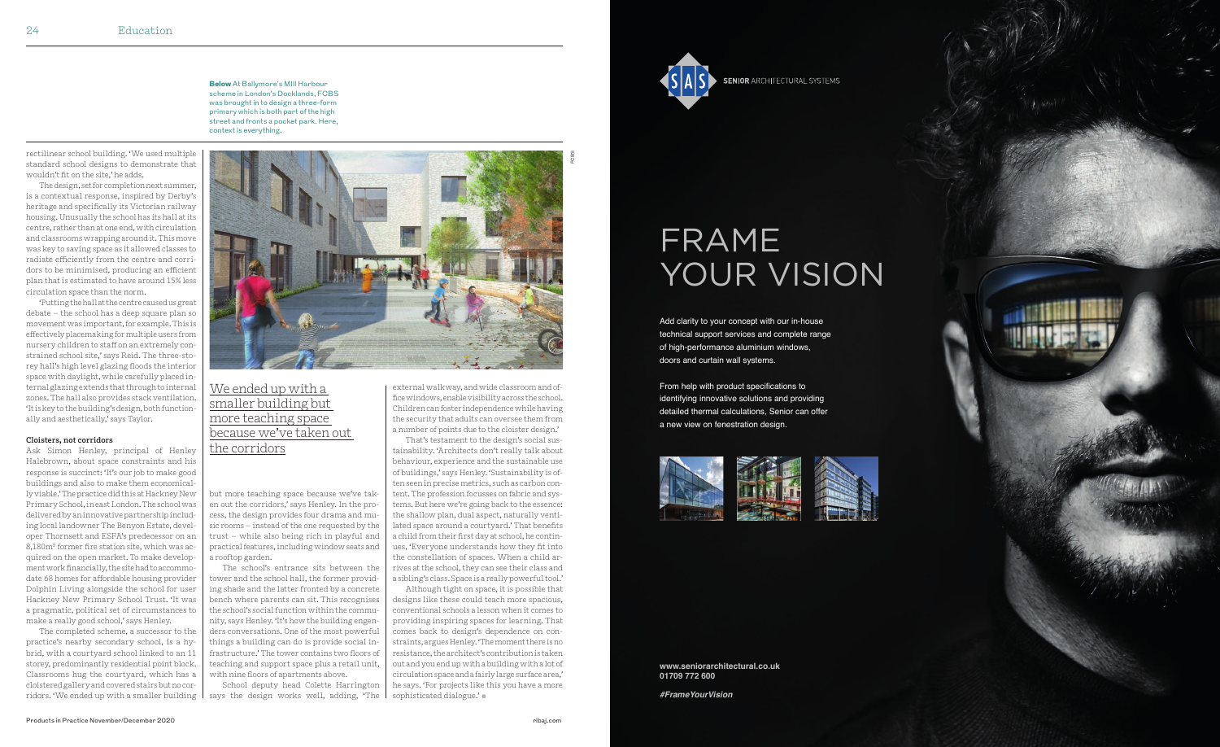**Below** At Ballymore's Mill Harbour scheme in London's Docklands, FCBS was brought in to design a three-form primary which is both part of the high street and fronts a pocket park. Here, context is everything.

rectilinear school building. 'We used multiple standard school designs to demonstrate that wouldn't fit on the site,' he adds.

The design, set for completion next summer, is a contextual response, inspired by Derby's heritage and specifically its Victorian railway housing. Unusually the school has its hall at its centre, rather than at one end, with circulation and classrooms wrapping around it. This move was key to saving space as it allowed classes to radiate efficiently from the centre and corridors to be minimised, producing an efficient plan that is estimated to have around 15% less circulation space than the norm.

'Putting the hall at the centre caused us great debate – the school has a deep square plan so movement was important, for example. This is effectively placemaking for multiple users from nursery children to staff on an extremely constrained school site,' says Reid. The three-storey hall's high level glazing floods the interior space with daylight, while carefully placed internal glazing extends that through to internal zones. The hall also provides stack ventilation. 'It is key to the building's design, both functionally and aesthetically,' says Taylor.

### Cloisters, not corridors

Ask Simon Henley, principal of Henley Halebrown, about space constraints and his response is succinct: 'It's our job to make good buildings and also to make them economically viable.' The practice did this at Hackney New Primary School, in east London. The school was delivered by an innovative partnership including local landowner The Benyon Estate, developer Thornsett and ESFA's predecessor on an 8,180m² former fire station site, which was acquired on the open market. To make development work financially, the site had to accommodate 68 homes for affordable housing provider Dolphin Living alongside the school for user Hackney New Primary School Trust. 'It was a pragmatic, political set of circumstances to make a really good school,' says Henley.

The completed scheme, a successor to the practice's nearby secondary school, is a hybrid, with a courtyard school linked to an 11 storey, predominantly residential point block. Classrooms hug the courtyard, which has a cloistered gallery and covered stairs but no corridors. 'We ended up with a smaller building but more teaching space because we've taken out the corridors,' says Henley. In the process, the design provides four drama and music rooms – instead of the one requested by the trust – while also being rich in playful and practical features, including window seats and a rooftop garden.

> We ended up with a smaller building but more teaching space because we've taken out the corridors

The school's entrance sits between the tower and the school hall, the former providing shade and the latter fronted by a concrete bench where parents can sit. This recognises the school's social function within the community, says Henley. 'It's how the building engenders conversations. One of the most powerful things a building can do is provide social infrastructure.' The tower contains two floors of teaching and support space plus a retail unit, with nine floors of apartments above.

School deputy head Colette Harrington says the design works well, adding, 'The external walkway, and wide classroom and office windows, enable visibility across the school. Children can foster independence while having the security that adults can oversee them from a number of points due to the cloister design.'

That's testament to the design's social sustainability. 'Architects don't really talk about behaviour, experience and the sustainable use of buildings,' says Henley. 'Sustainability is often seen in precise metrics, such as carbon content. The profession focusses on fabric and systems. But here we're going back to the essence: the shallow plan, dual aspect, naturally ventilated space around a courtyard.' That benefits a child from their first day at school, he continues, 'Everyone understands how they fit into the constellation of spaces. When a child arrives at the school, they can see their class and a sibling's class. Space is a really powerful tool.'

Although tight on space, it is possible that designs like these could teach more spacious, conventional schools a lesson when it comes to providing inspiring spaces for learning. That comes back to design's dependence on constraints, argues Henley. 'The moment there is no resistance, the architect's contribution is taken out and you end up with a building with a lot of circulation space and a fairly large surface area,' he says. 'For projects like this you have a more sophisticated dialogue.' ●

SENIOR ARCHITECTURAL SYSTEMS

# FRAME YOUR VISION

Add clarity to your concept with our in-house technical support services and complete range of high-performance aluminium windows, doors and curtain wall systems.

From help with product specifications to identifying innovative solutions and providing detailed thermal calculations, Senior can offer a new view on fenestration design.

www.seniorarchitectural.co.uk
01709 772 600

*#FrameYourVision*